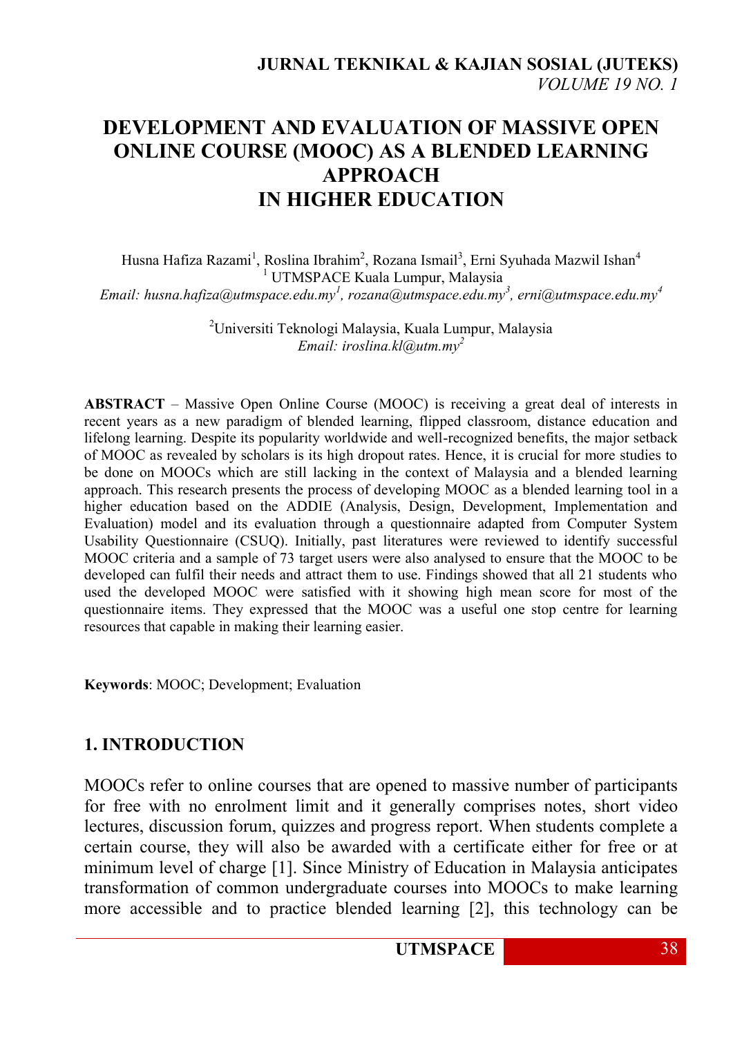# DEVELOPMENT AND EVALUATION OF MASSIVE OPEN ONLINE COURSE (MOOC) AS A BLENDED LEARNING APPROACH IN HIGHER EDUCATION

Husna Hafiza Razami[1], Roslina Ibrahim[2], Rozana Ismail[3], Erni Syuhada Mazwil Ishan[4]

[1] UTMSPACE Kuala Lumpur, Malaysia

*Email: husna.hafiza@utmspace.edu.my[1], rozana@utmspace.edu.my[3], erni@utmspace.edu.my[4]*

[2]Universiti Teknologi Malaysia, Kuala Lumpur, Malaysia

*Email: iroslina.kl@utm.my[2]*

**ABSTRACT** – Massive Open Online Course (MOOC) is receiving a great deal of interests in recent years as a new paradigm of blended learning, flipped classroom, distance education and lifelong learning. Despite its popularity worldwide and well-recognized benefits, the major setback of MOOC as revealed by scholars is its high dropout rates. Hence, it is crucial for more studies to be done on MOOCs which are still lacking in the context of Malaysia and a blended learning approach. This research presents the process of developing MOOC as a blended learning tool in a higher education based on the ADDIE (Analysis, Design, Development, Implementation and Evaluation) model and its evaluation through a questionnaire adapted from Computer System Usability Questionnaire (CSUQ). Initially, past literatures were reviewed to identify successful MOOC criteria and a sample of 73 target users were also analysed to ensure that the MOOC to be developed can fulfil their needs and attract them to use. Findings showed that all 21 students who used the developed MOOC were satisfied with it showing high mean score for most of the questionnaire items. They expressed that the MOOC was a useful one stop centre for learning resources that capable in making their learning easier.

**Keywords**: MOOC; Development; Evaluation

## 1. INTRODUCTION

MOOCs refer to online courses that are opened to massive number of participants for free with no enrolment limit and it generally comprises notes, short video lectures, discussion forum, quizzes and progress report. When students complete a certain course, they will also be awarded with a certificate either for free or at minimum level of charge [1]. Since Ministry of Education in Malaysia anticipates transformation of common undergraduate courses into MOOCs to make learning more accessible and to practice blended learning [2], this technology can be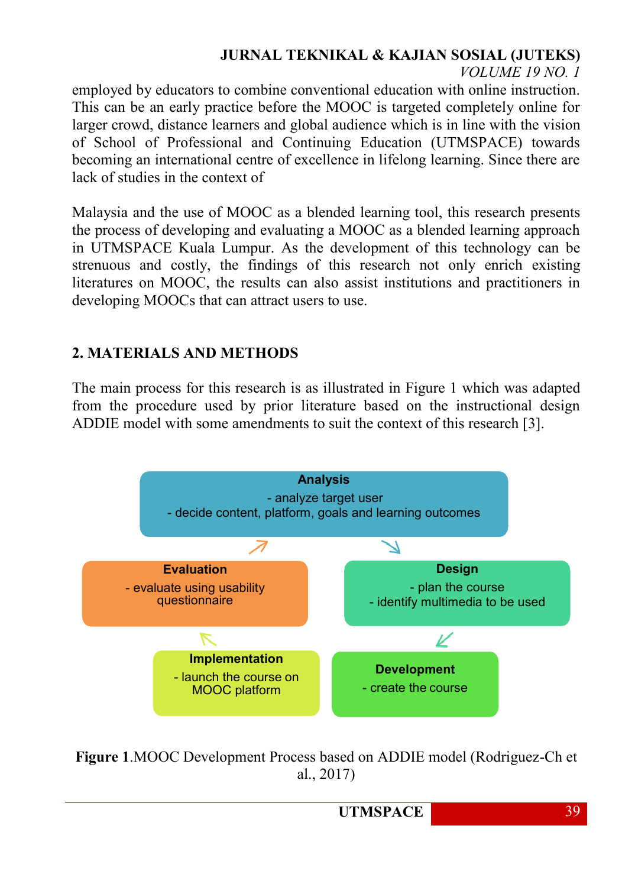employed by educators to combine conventional education with online instruction. This can be an early practice before the MOOC is targeted completely online for larger crowd, distance learners and global audience which is in line with the vision of School of Professional and Continuing Education (UTMSPACE) towards becoming an international centre of excellence in lifelong learning. Since there are lack of studies in the context of

Malaysia and the use of MOOC as a blended learning tool, this research presents the process of developing and evaluating a MOOC as a blended learning approach in UTMSPACE Kuala Lumpur. As the development of this technology can be strenuous and costly, the findings of this research not only enrich existing literatures on MOOC, the results can also assist institutions and practitioners in developing MOOCs that can attract users to use.

## 2. MATERIALS AND METHODS

The main process for this research is as illustrated in Figure 1 which was adapted from the procedure used by prior literature based on the instructional design ADDIE model with some amendments to suit the context of this research [3].

**Analysis**
- analyze target user
- decide content, platform, goals and learning outcomes

**Design**
- plan the course
- identify multimedia to be used

**Development**
- create the course

**Implementation**
- launch the course on MOOC platform

**Evaluation**
- evaluate using usability questionnaire

**Figure 1**.MOOC Development Process based on ADDIE model (Rodriguez-Ch et al., 2017)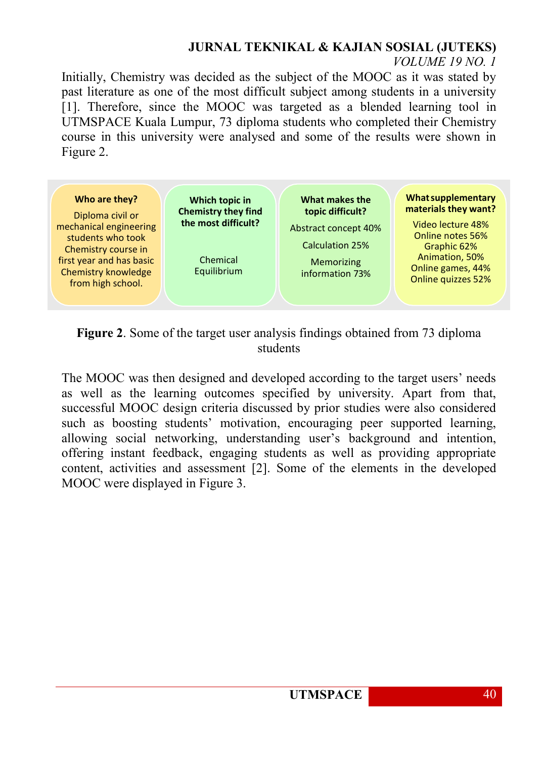Initially, Chemistry was decided as the subject of the MOOC as it was stated by past literature as one of the most difficult subject among students in a university [1]. Therefore, since the MOOC was targeted as a blended learning tool in UTMSPACE Kuala Lumpur, 73 diploma students who completed their Chemistry course in this university were analysed and some of the results were shown in Figure 2.

| Who are they? | Which topic in Chemistry they find the most difficult? | What makes the topic difficult? | What supplementary materials they want? |
|---|---|---|---|
| Diploma civil or mechanical engineering students who took Chemistry course in first year and has basic Chemistry knowledge from high school. | Chemical Equilibrium | Abstract concept 40%<br>Calculation 25%<br>Memorizing information 73% | Video lecture 48%<br>Online notes 56%<br>Graphic 62%<br>Animation, 50%<br>Online games, 44%<br>Online quizzes 52% |

**Figure 2**. Some of the target user analysis findings obtained from 73 diploma students

The MOOC was then designed and developed according to the target users' needs as well as the learning outcomes specified by university. Apart from that, successful MOOC design criteria discussed by prior studies were also considered such as boosting students' motivation, encouraging peer supported learning, allowing social networking, understanding user's background and intention, offering instant feedback, engaging students as well as providing appropriate content, activities and assessment [2]. Some of the elements in the developed MOOC were displayed in Figure 3.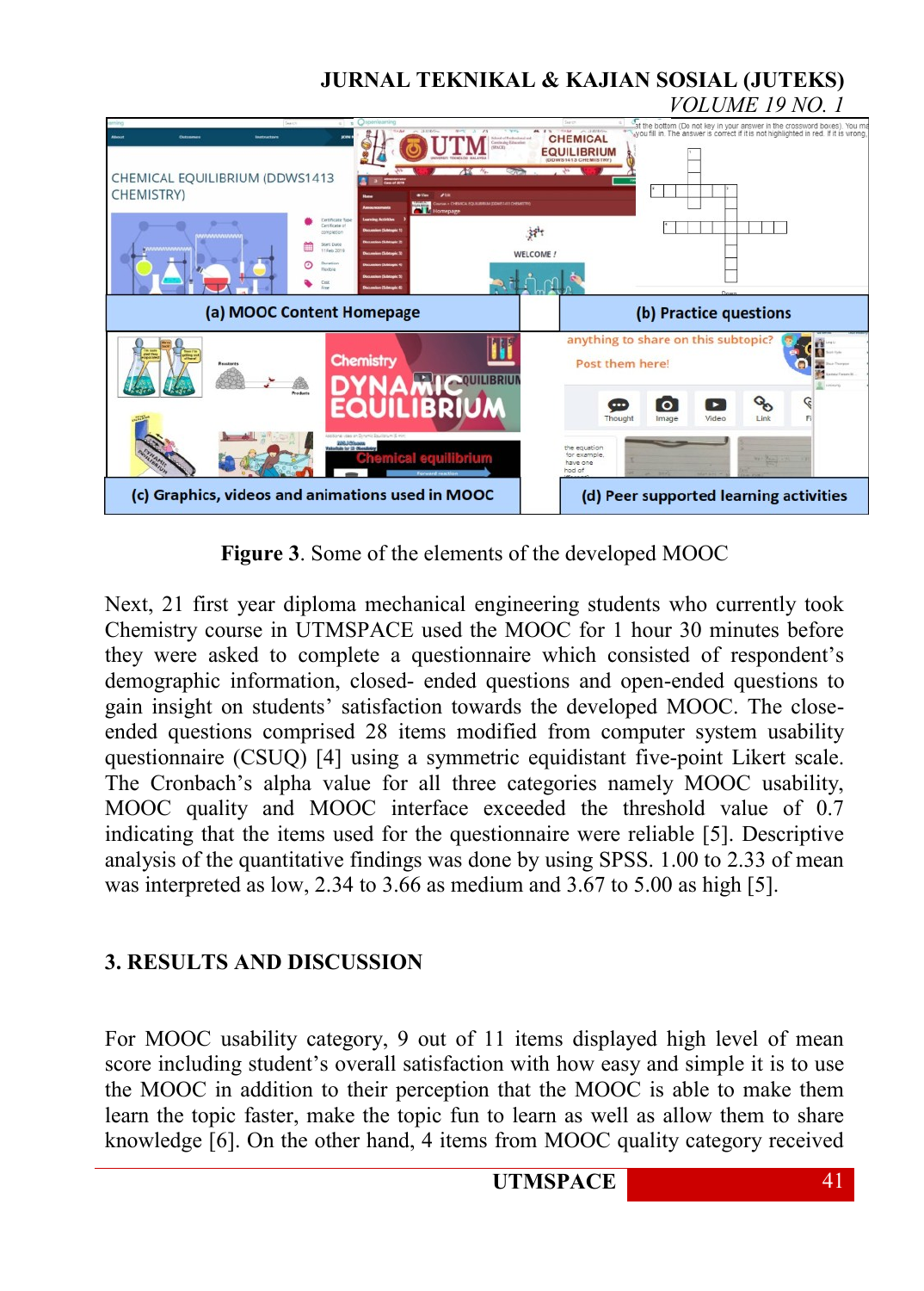**Figure 3**. Some of the elements of the developed MOOC

Next, 21 first year diploma mechanical engineering students who currently took Chemistry course in UTMSPACE used the MOOC for 1 hour 30 minutes before they were asked to complete a questionnaire which consisted of respondent's demographic information, closed- ended questions and open-ended questions to gain insight on students' satisfaction towards the developed MOOC. The close-ended questions comprised 28 items modified from computer system usability questionnaire (CSUQ) [4] using a symmetric equidistant five-point Likert scale. The Cronbach's alpha value for all three categories namely MOOC usability, MOOC quality and MOOC interface exceeded the threshold value of 0.7 indicating that the items used for the questionnaire were reliable [5]. Descriptive analysis of the quantitative findings was done by using SPSS. 1.00 to 2.33 of mean was interpreted as low, 2.34 to 3.66 as medium and 3.67 to 5.00 as high [5].

## 3. RESULTS AND DISCUSSION

For MOOC usability category, 9 out of 11 items displayed high level of mean score including student's overall satisfaction with how easy and simple it is to use the MOOC in addition to their perception that the MOOC is able to make them learn the topic faster, make the topic fun to learn as well as allow them to share knowledge [6]. On the other hand, 4 items from MOOC quality category received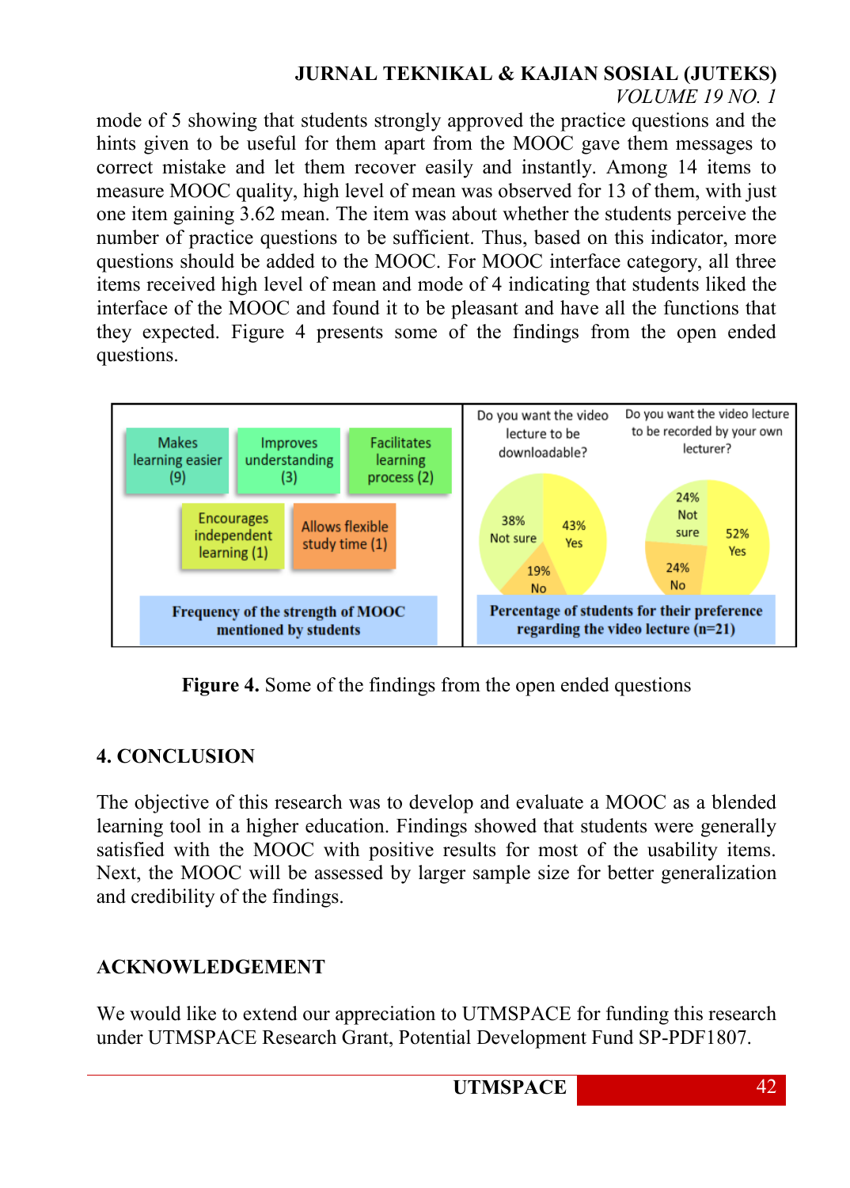mode of 5 showing that students strongly approved the practice questions and the hints given to be useful for them apart from the MOOC gave them messages to correct mistake and let them recover easily and instantly. Among 14 items to measure MOOC quality, high level of mean was observed for 13 of them, with just one item gaining 3.62 mean. The item was about whether the students perceive the number of practice questions to be sufficient. Thus, based on this indicator, more questions should be added to the MOOC. For MOOC interface category, all three items received high level of mean and mode of 4 indicating that students liked the interface of the MOOC and found it to be pleasant and have all the functions that they expected. Figure 4 presents some of the findings from the open ended questions.

**Figure 4.** Some of the findings from the open ended questions

## 4. CONCLUSION

The objective of this research was to develop and evaluate a MOOC as a blended learning tool in a higher education. Findings showed that students were generally satisfied with the MOOC with positive results for most of the usability items. Next, the MOOC will be assessed by larger sample size for better generalization and credibility of the findings.

## ACKNOWLEDGEMENT

We would like to extend our appreciation to UTMSPACE for funding this research under UTMSPACE Research Grant, Potential Development Fund SP-PDF1807.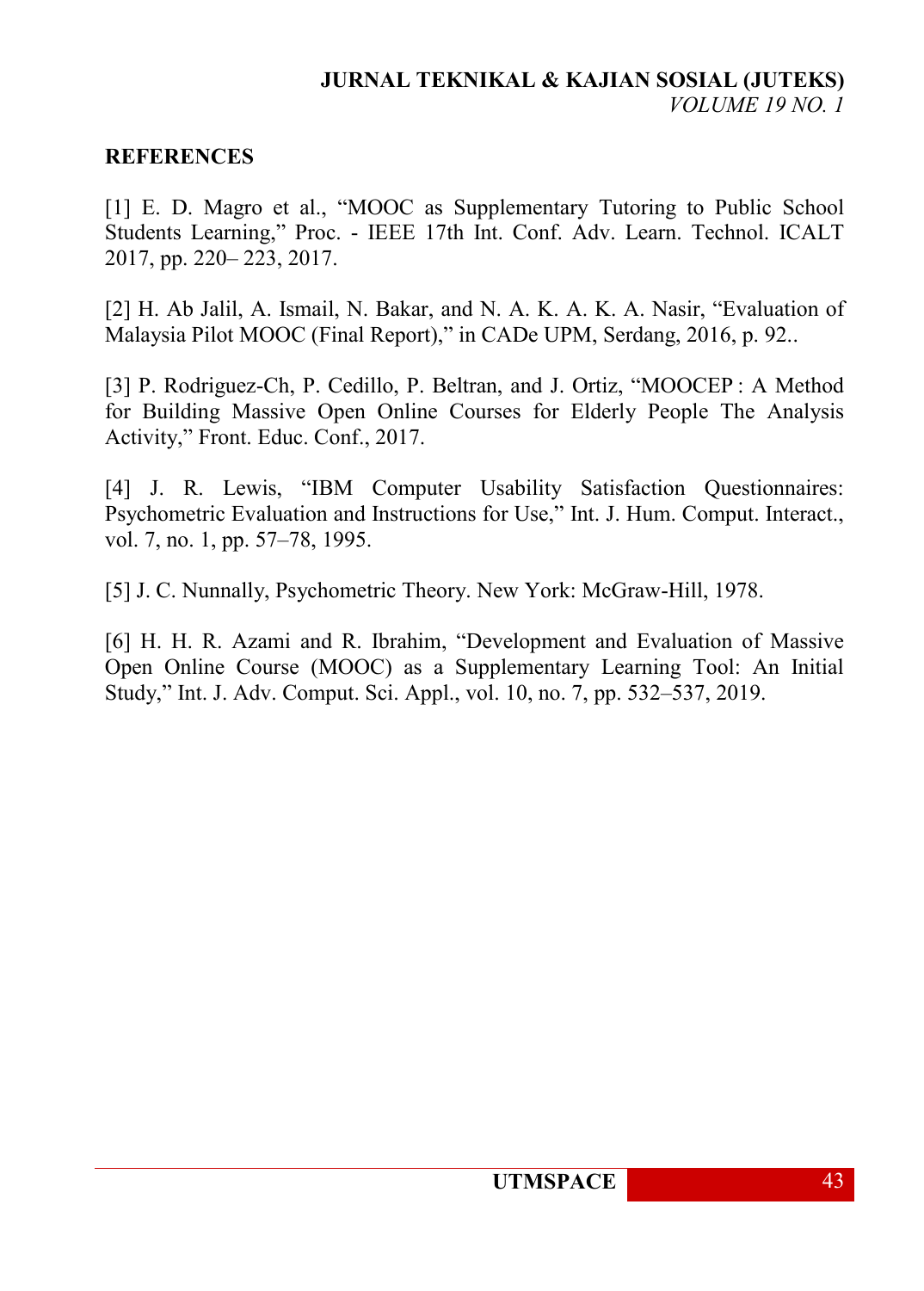## REFERENCES

[1] E. D. Magro et al., "MOOC as Supplementary Tutoring to Public School Students Learning," Proc. - IEEE 17th Int. Conf. Adv. Learn. Technol. ICALT 2017, pp. 220– 223, 2017.

[2] H. Ab Jalil, A. Ismail, N. Bakar, and N. A. K. A. K. A. Nasir, "Evaluation of Malaysia Pilot MOOC (Final Report)," in CADe UPM, Serdang, 2016, p. 92..

[3] P. Rodriguez-Ch, P. Cedillo, P. Beltran, and J. Ortiz, "MOOCEP : A Method for Building Massive Open Online Courses for Elderly People The Analysis Activity," Front. Educ. Conf., 2017.

[4] J. R. Lewis, "IBM Computer Usability Satisfaction Questionnaires: Psychometric Evaluation and Instructions for Use," Int. J. Hum. Comput. Interact., vol. 7, no. 1, pp. 57–78, 1995.

[5] J. C. Nunnally, Psychometric Theory. New York: McGraw-Hill, 1978.

[6] H. H. R. Azami and R. Ibrahim, "Development and Evaluation of Massive Open Online Course (MOOC) as a Supplementary Learning Tool: An Initial Study," Int. J. Adv. Comput. Sci. Appl., vol. 10, no. 7, pp. 532–537, 2019.